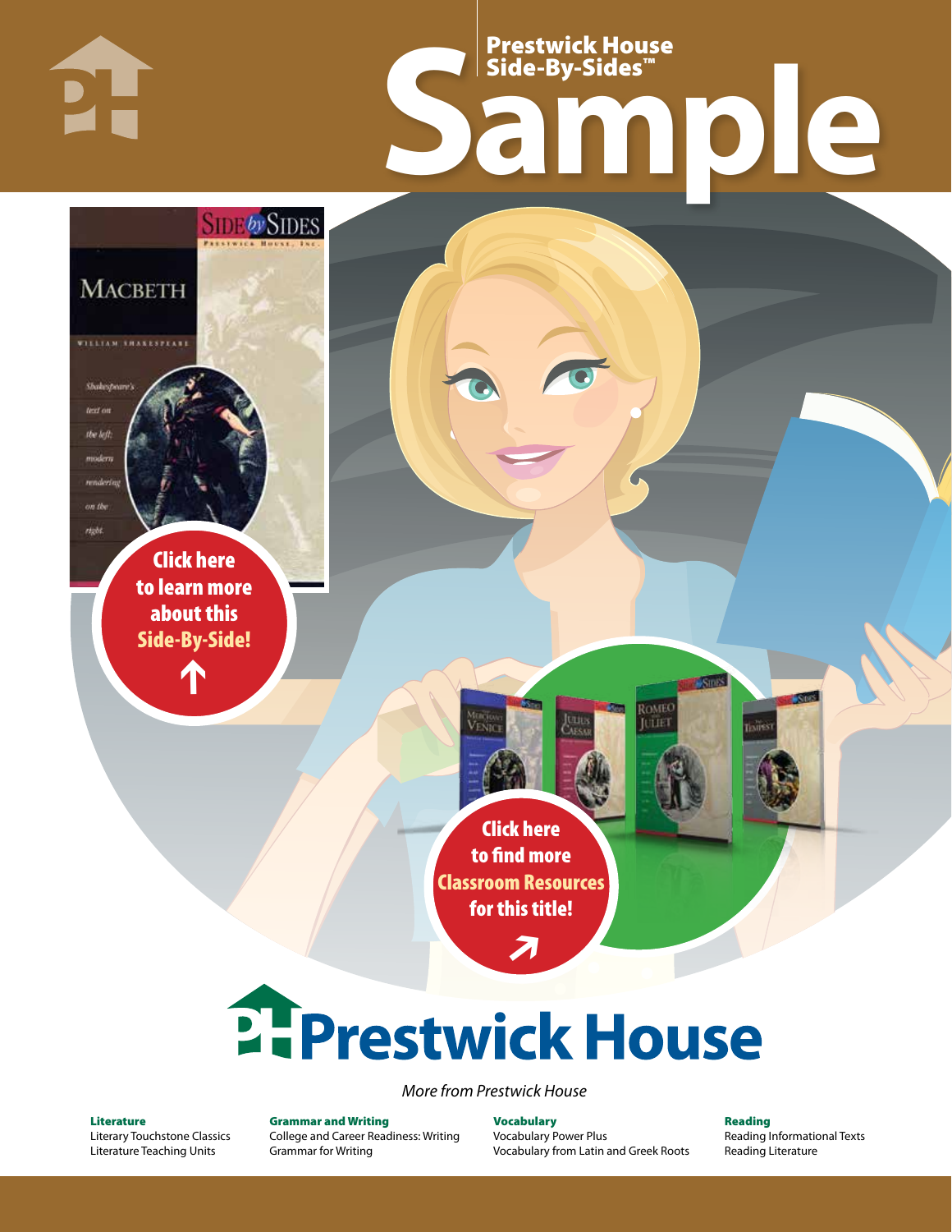# Prestwick House Side-By-Sides™

# Sample

Click here to learn more about this Side-By-Side!

Click here to find more Classroom Resources for this title!

# Prestwick House

*More from Prestwick House*

**Literature**
Literary Touchstone Classics
Literature Teaching Units

**Grammar and Writing**
College and Career Readiness: Writing
Grammar for Writing

**Vocabulary**
Vocabulary Power Plus
Vocabulary from Latin and Greek Roots

**Reading**
Reading Informational Texts
Reading Literature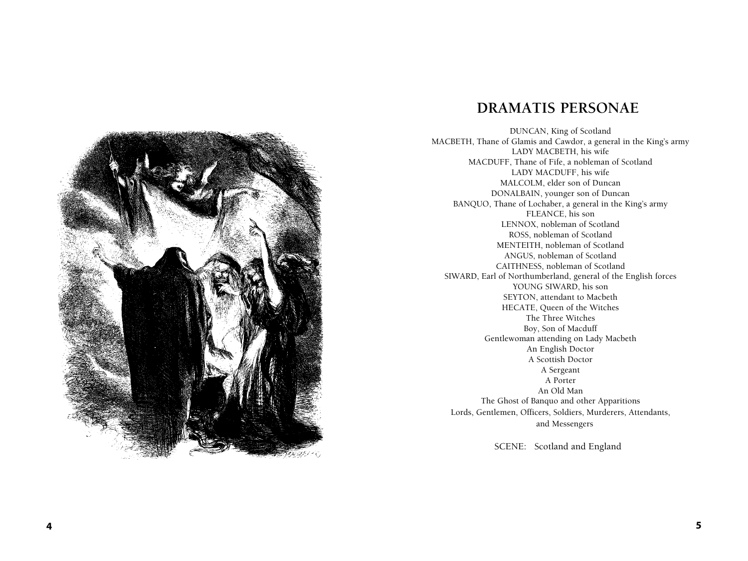# DRAMATIS PERSONAE

DUNCAN, King of Scotland
MACBETH, Thane of Glamis and Cawdor, a general in the King's army
LADY MACBETH, his wife
MACDUFF, Thane of Fife, a nobleman of Scotland
LADY MACDUFF, his wife
MALCOLM, elder son of Duncan
DONALBAIN, younger son of Duncan
BANQUO, Thane of Lochaber, a general in the King's army
FLEANCE, his son
LENNOX, nobleman of Scotland
ROSS, nobleman of Scotland
MENTEITH, nobleman of Scotland
ANGUS, nobleman of Scotland
CAITHNESS, nobleman of Scotland
SIWARD, Earl of Northumberland, general of the English forces
YOUNG SIWARD, his son
SEYTON, attendant to Macbeth
HECATE, Queen of the Witches
The Three Witches
Boy, Son of Macduff
Gentlewoman attending on Lady Macbeth
An English Doctor
A Scottish Doctor
A Sergeant
A Porter
An Old Man
The Ghost of Banquo and other Apparitions
Lords, Gentlemen, Officers, Soldiers, Murderers, Attendants, and Messengers

SCENE: Scotland and England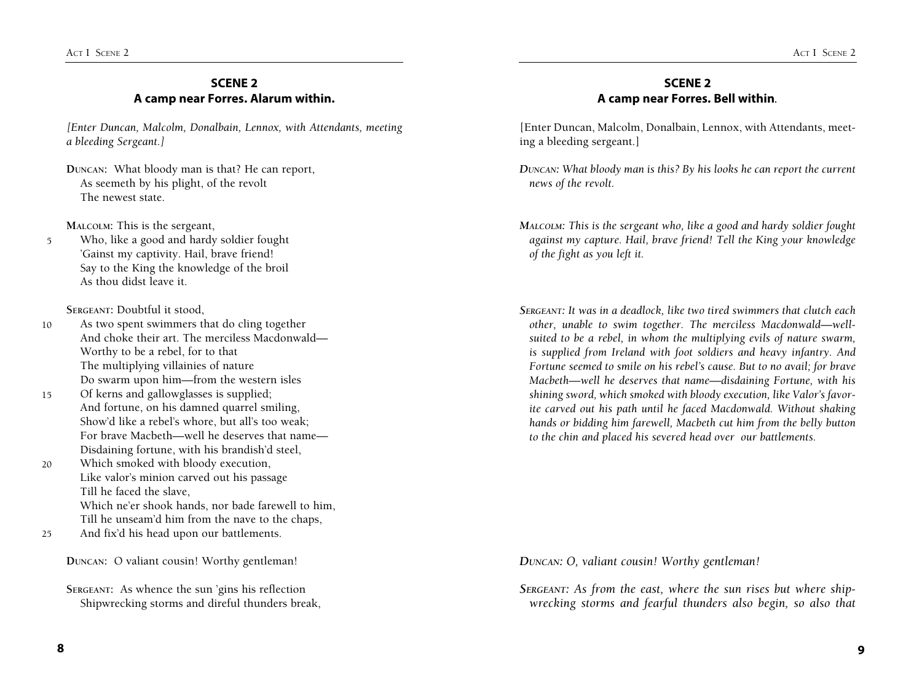## SCENE 2
### A camp near Forres. Alarum within.

*[Enter Duncan, Malcolm, Donalbain, Lennox, with Attendants, meeting a bleeding Sergeant.]*

Duncan: What bloody man is that? He can report,
As seemeth by his plight, of the revolt
The newest state.

Malcolm: This is the sergeant,
5 Who, like a good and hardy soldier fought
'Gainst my captivity. Hail, brave friend!
Say to the King the knowledge of the broil
As thou didst leave it.

Sergeant: Doubtful it stood,
10 As two spent swimmers that do cling together
And choke their art. The merciless Macdonwald—
Worthy to be a rebel, for to that
The multiplying villainies of nature
Do swarm upon him—from the western isles
15 Of kerns and gallowglasses is supplied;
And fortune, on his damned quarrel smiling,
Show'd like a rebel's whore, but all's too weak;
For brave Macbeth—well he deserves that name—
Disdaining fortune, with his brandish'd steel,
20 Which smoked with bloody execution,
Like valor's minion carved out his passage
Till he faced the slave,
Which ne'er shook hands, nor bade farewell to him,
Till he unseam'd him from the nave to the chaps,
25 And fix'd his head upon our battlements.

Duncan: O valiant cousin! Worthy gentleman!

Sergeant: As whence the sun 'gins his reflection
Shipwrecking storms and direful thunders break,

## SCENE 2
### A camp near Forres. Bell within.

[Enter Duncan, Malcolm, Donalbain, Lennox, with Attendants, meeting a bleeding sergeant.]

*Duncan: What bloody man is this? By his looks he can report the current news of the revolt.*

*Malcolm: This is the sergeant who, like a good and hardy soldier fought against my capture. Hail, brave friend! Tell the King your knowledge of the fight as you left it.*

*Sergeant: It was in a deadlock, like two tired swimmers that clutch each other, unable to swim together. The merciless Macdonwald—well-suited to be a rebel, in whom the multiplying evils of nature swarm, is supplied from Ireland with foot soldiers and heavy infantry. And Fortune seemed to smile on his rebel's cause. But to no avail; for brave Macbeth—well he deserves that name—disdaining Fortune, with his shining sword, which smoked with bloody execution, like Valor's favorite carved out his path until he faced Macdonwald. Without shaking hands or bidding him farewell, Macbeth cut him from the belly button to the chin and placed his severed head over our battlements.*

*Duncan: O, valiant cousin! Worthy gentleman!*

*Sergeant: As from the east, where the sun rises but where shipwrecking storms and fearful thunders also begin, so also that*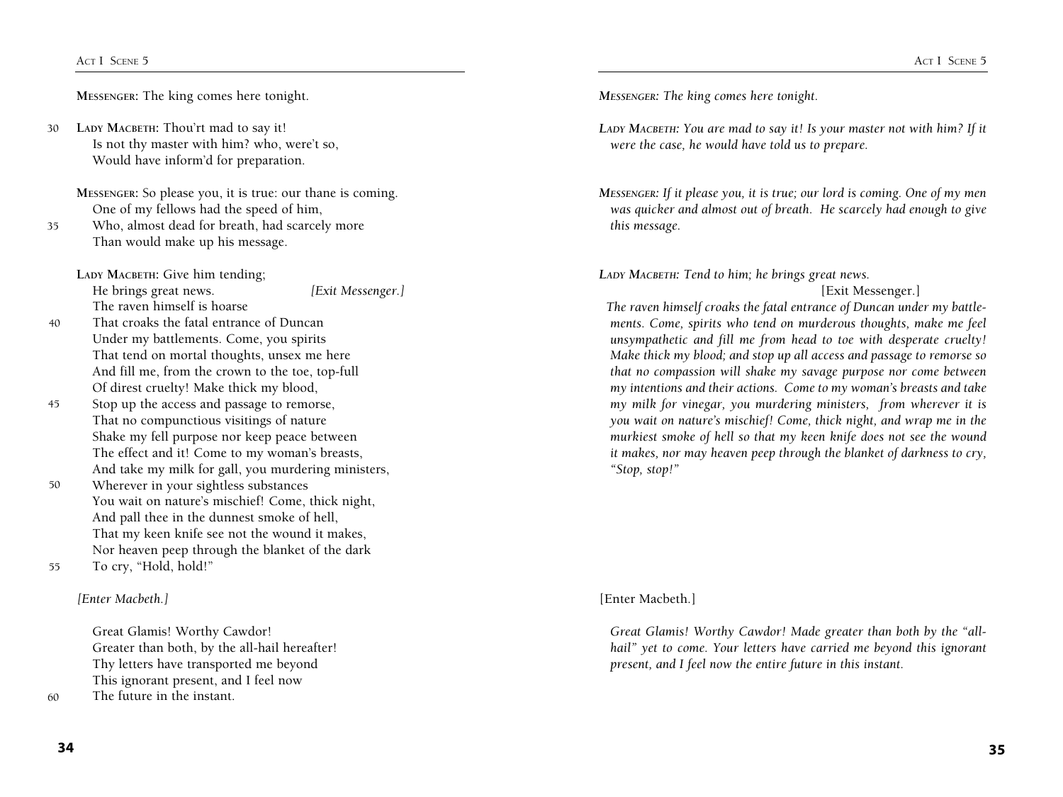**Messenger:** The king comes here tonight.

30 **Lady Macbeth:** Thou'rt mad to say it!
Is not thy master with him? who, were't so,
Would have inform'd for preparation.

**Messenger:** So please you, it is true: our thane is coming.
One of my fellows had the speed of him,
35 Who, almost dead for breath, had scarcely more
Than would make up his message.

**Lady Macbeth:** Give him tending;
He brings great news. *[Exit Messenger.]*
The raven himself is hoarse
40 That croaks the fatal entrance of Duncan
Under my battlements. Come, you spirits
That tend on mortal thoughts, unsex me here
And fill me, from the crown to the toe, top-full
Of direst cruelty! Make thick my blood,
45 Stop up the access and passage to remorse,
That no compunctious visitings of nature
Shake my fell purpose nor keep peace between
The effect and it! Come to my woman's breasts,
And take my milk for gall, you murdering ministers,
50 Wherever in your sightless substances
You wait on nature's mischief! Come, thick night,
And pall thee in the dunnest smoke of hell,
That my keen knife see not the wound it makes,
Nor heaven peep through the blanket of the dark
55 To cry, "Hold, hold!"

*[Enter Macbeth.]*

Great Glamis! Worthy Cawdor!
Greater than both, by the all-hail hereafter!
Thy letters have transported me beyond
This ignorant present, and I feel now
60 The future in the instant.

***Messenger:** The king comes here tonight.*

***Lady Macbeth:** You are mad to say it! Is your master not with him? If it were the case, he would have told us to prepare.*

***Messenger:** If it please you, it is true; our lord is coming. One of my men was quicker and almost out of breath. He scarcely had enough to give this message.*

***Lady Macbeth:** Tend to him; he brings great news.*

[Exit Messenger.]

*The raven himself croaks the fatal entrance of Duncan under my battlements. Come, spirits who tend on murderous thoughts, make me feel unsympathetic and fill me from head to toe with desperate cruelty! Make thick my blood; and stop up all access and passage to remorse so that no compassion will shake my savage purpose nor come between my intentions and their actions. Come to my woman's breasts and take my milk for vinegar, you murdering ministers, from wherever it is you wait on nature's mischief! Come, thick night, and wrap me in the murkiest smoke of hell so that my keen knife does not see the wound it makes, nor may heaven peep through the blanket of darkness to cry, "Stop, stop!"*

[Enter Macbeth.]

*Great Glamis! Worthy Cawdor! Made greater than both by the "all-hail" yet to come. Your letters have carried me beyond this ignorant present, and I feel now the entire future in this instant.*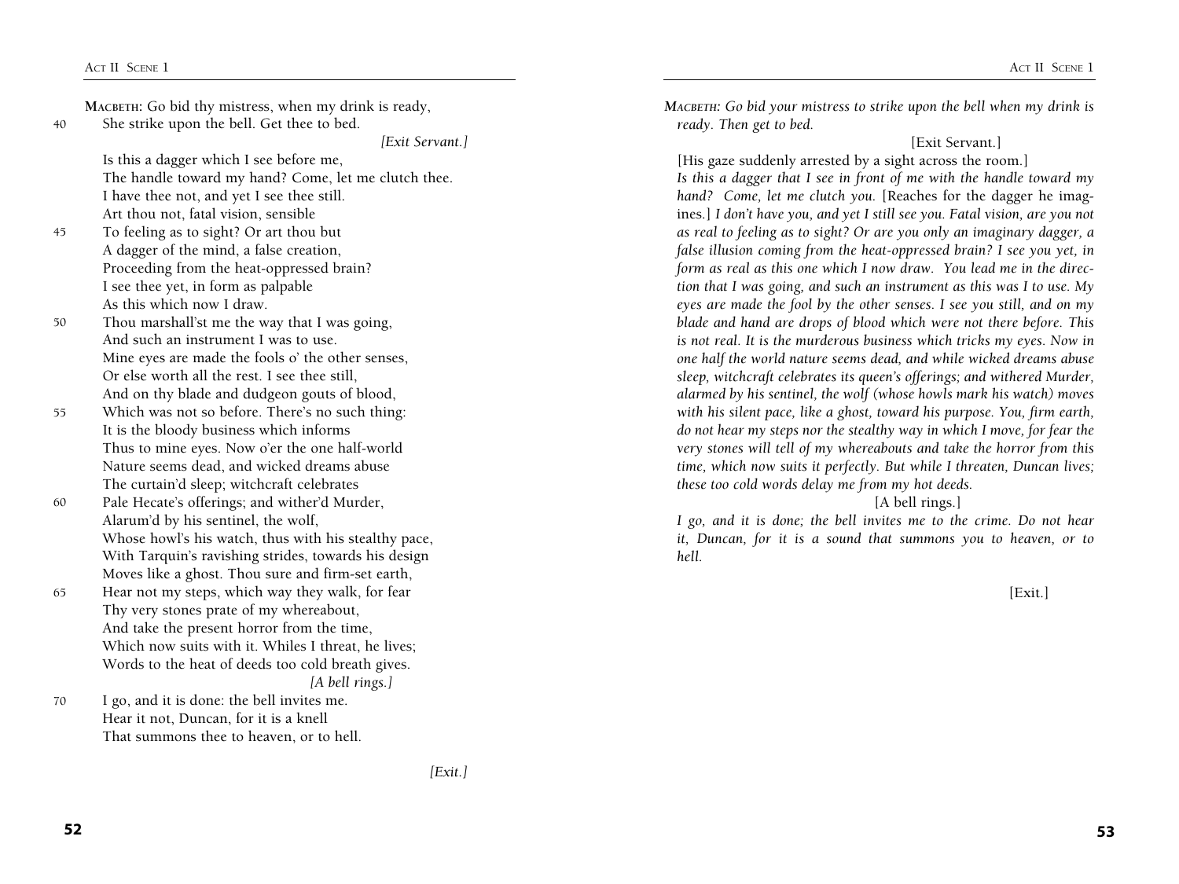**Macbeth:** Go bid thy mistress, when my drink is ready,
She strike upon the bell. Get thee to bed. (40)

*[Exit Servant.]*

Is this a dagger which I see before me,
The handle toward my hand? Come, let me clutch thee.
I have thee not, and yet I see thee still.
Art thou not, fatal vision, sensible
To feeling as to sight? Or art thou but (45)
A dagger of the mind, a false creation,
Proceeding from the heat-oppressed brain?
I see thee yet, in form as palpable
As this which now I draw.
Thou marshall'st me the way that I was going, (50)
And such an instrument I was to use.
Mine eyes are made the fools o' the other senses,
Or else worth all the rest. I see thee still,
And on thy blade and dudgeon gouts of blood,
Which was not so before. There's no such thing: (55)
It is the bloody business which informs
Thus to mine eyes. Now o'er the one half-world
Nature seems dead, and wicked dreams abuse
The curtain'd sleep; witchcraft celebrates
Pale Hecate's offerings; and wither'd Murder, (60)
Alarum'd by his sentinel, the wolf,
Whose howl's his watch, thus with his stealthy pace,
With Tarquin's ravishing strides, towards his design
Moves like a ghost. Thou sure and firm-set earth,
Hear not my steps, which way they walk, for fear (65)
Thy very stones prate of my whereabout,
And take the present horror from the time,
Which now suits with it. Whiles I threat, he lives;
Words to the heat of deeds too cold breath gives.

*[A bell rings.]*

I go, and it is done: the bell invites me. (70)
Hear it not, Duncan, for it is a knell
That summons thee to heaven, or to hell.

*[Exit.]*

---

***Macbeth:** Go bid your mistress to strike upon the bell when my drink is ready. Then get to bed.*

[Exit Servant.]

[His gaze suddenly arrested by a sight across the room.]

*Is this a dagger that I see in front of me with the handle toward my hand? Come, let me clutch you.* [Reaches for the dagger he imagines.] *I don't have you, and yet I still see you. Fatal vision, are you not as real to feeling as to sight? Or are you only an imaginary dagger, a false illusion coming from the heat-oppressed brain? I see you yet, in form as real as this one which I now draw. You lead me in the direction that I was going, and such an instrument as this was I to use. My eyes are made the fool by the other senses. I see you still, and on my blade and hand are drops of blood which were not there before. This is not real. It is the murderous business which tricks my eyes. Now in one half the world nature seems dead, and while wicked dreams abuse sleep, witchcraft celebrates its queen's offerings; and withered Murder, alarmed by his sentinel, the wolf (whose howls mark his watch) moves with his silent pace, like a ghost, toward his purpose. You, firm earth, do not hear my steps nor the stealthy way in which I move, for fear the very stones will tell of my whereabouts and take the horror from this time, which now suits it perfectly. But while I threaten, Duncan lives; these too cold words delay me from my hot deeds.*

[A bell rings.]

*I go, and it is done; the bell invites me to the crime. Do not hear it, Duncan, for it is a sound that summons you to heaven, or to hell.*

[Exit.]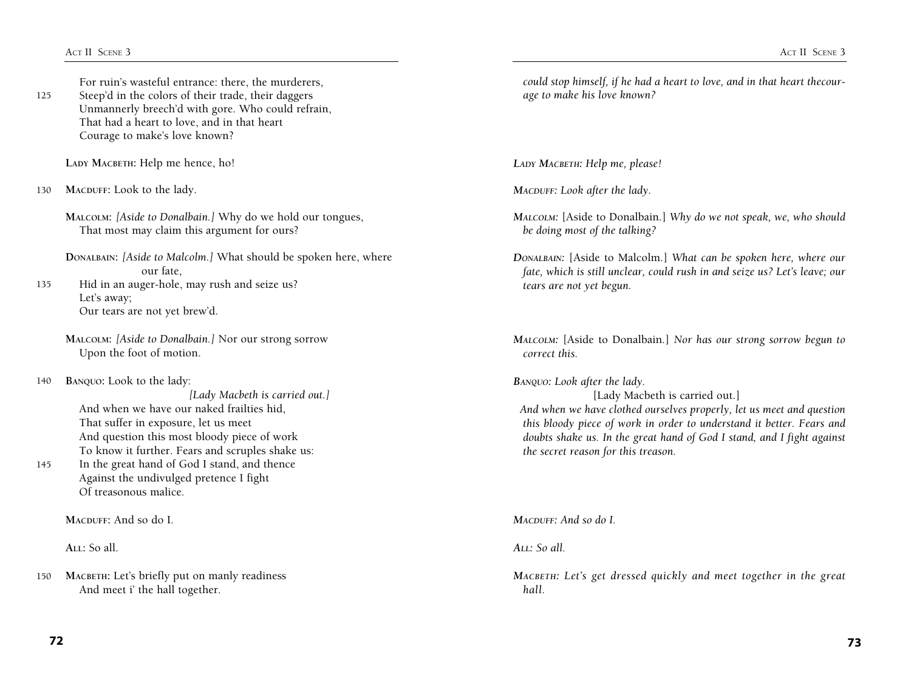For ruin's wasteful entrance: there, the murderers,
125 Steep'd in the colors of their trade, their daggers
Unmannerly breech'd with gore. Who could refrain,
That had a heart to love, and in that heart
Courage to make's love known?

LADY MACBETH: Help me hence, ho!

130 MACDUFF: Look to the lady.

MALCOLM: *[Aside to Donalbain.]* Why do we hold our tongues,
That most may claim this argument for ours?

DONALBAIN: *[Aside to Malcolm.]* What should be spoken here, where
our fate,
135 Hid in an auger-hole, may rush and seize us?
Let's away;
Our tears are not yet brew'd.

MALCOLM: *[Aside to Donalbain.]* Nor our strong sorrow
Upon the foot of motion.

140 BANQUO: Look to the lady:
*[Lady Macbeth is carried out.]*
And when we have our naked frailties hid,
That suffer in exposure, let us meet
And question this most bloody piece of work
To know it further. Fears and scruples shake us:
145 In the great hand of God I stand, and thence
Against the undivulged pretence I fight
Of treasonous malice.

MACDUFF: And so do I.

ALL: So all.

150 MACBETH: Let's briefly put on manly readiness
And meet i' the hall together.

*could stop himself, if he had a heart to love, and in that heart thecourage to make his love known?*

*LADY MACBETH: Help me, please!*

*MACDUFF: Look after the lady.*

*MALCOLM:* [Aside to Donalbain.] *Why do we not speak, we, who should be doing most of the talking?*

*DONALBAIN:* [Aside to Malcolm.] *What can be spoken here, where our fate, which is still unclear, could rush in and seize us? Let's leave; our tears are not yet begun.*

*MALCOLM:* [Aside to Donalbain.] *Nor has our strong sorrow begun to correct this.*

*BANQUO: Look after the lady.*
[Lady Macbeth is carried out.]
*And when we have clothed ourselves properly, let us meet and question this bloody piece of work in order to understand it better. Fears and doubts shake us. In the great hand of God I stand, and I fight against the secret reason for this treason.*

*MACDUFF: And so do I.*

*ALL: So all.*

*MACBETH: Let's get dressed quickly and meet together in the great hall.*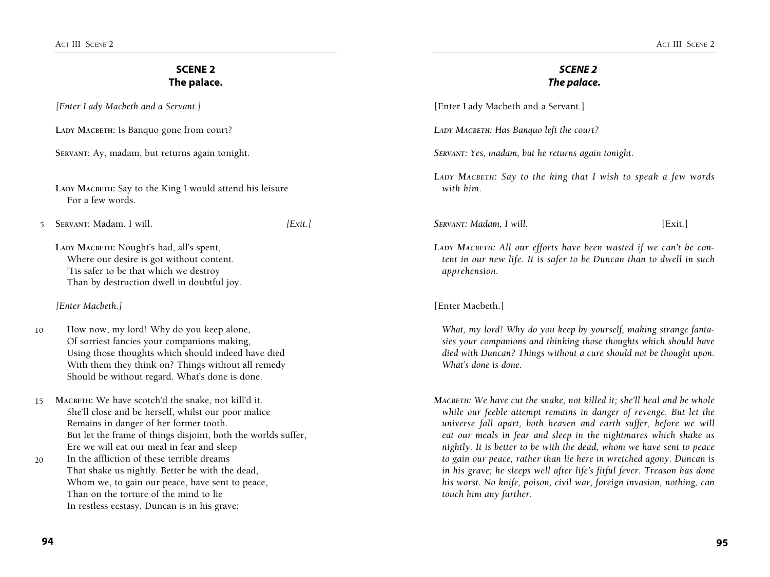## SCENE 2
## The palace.

*[Enter Lady Macbeth and a Servant.]*

**Lady Macbeth:** Is Banquo gone from court?

**Servant:** Ay, madam, but returns again tonight.

**Lady Macbeth:** Say to the King I would attend his leisure
For a few words.

5 **Servant:** Madam, I will. *[Exit.]*

**Lady Macbeth:** Nought's had, all's spent,
Where our desire is got without content.
'Tis safer to be that which we destroy
Than by destruction dwell in doubtful joy.

*[Enter Macbeth.]*

10 How now, my lord! Why do you keep alone,
Of sorriest fancies your companions making,
Using those thoughts which should indeed have died
With them they think on? Things without all remedy
Should be without regard. What's done is done.

15 **Macbeth:** We have scotch'd the snake, not kill'd it.
She'll close and be herself, whilst our poor malice
Remains in danger of her former tooth.
But let the frame of things disjoint, both the worlds suffer,
Ere we will eat our meal in fear and sleep
20 In the affliction of these terrible dreams
That shake us nightly. Better be with the dead,
Whom we, to gain our peace, have sent to peace,
Than on the torture of the mind to lie
In restless ecstasy. Duncan is in his grave;

## *SCENE 2*
## *The palace.*

[Enter Lady Macbeth and a Servant.]

***Lady Macbeth:*** *Has Banquo left the court?*

***Servant:*** *Yes, madam, but he returns again tonight.*

***Lady Macbeth:*** *Say to the king that I wish to speak a few words with him.*

***Servant:*** *Madam, I will.* [Exit.]

***Lady Macbeth:*** *All our efforts have been wasted if we can't be content in our new life. It is safer to be Duncan than to dwell in such apprehension.*

[Enter Macbeth.]

*What, my lord! Why do you keep by yourself, making strange fantasies your companions and thinking those thoughts which should have died with Duncan? Things without a cure should not be thought upon. What's done is done.*

***Macbeth:*** *We have cut the snake, not killed it; she'll heal and be whole while our feeble attempt remains in danger of revenge. But let the universe fall apart, both heaven and earth suffer, before we will eat our meals in fear and sleep in the nightmares which shake us nightly. It is better to be with the dead, whom we have sent to peace to gain our peace, rather than lie here in wretched agony. Duncan is in his grave; he sleeps well after life's fitful fever. Treason has done his worst. No knife, poison, civil war, foreign invasion, nothing, can touch him any further.*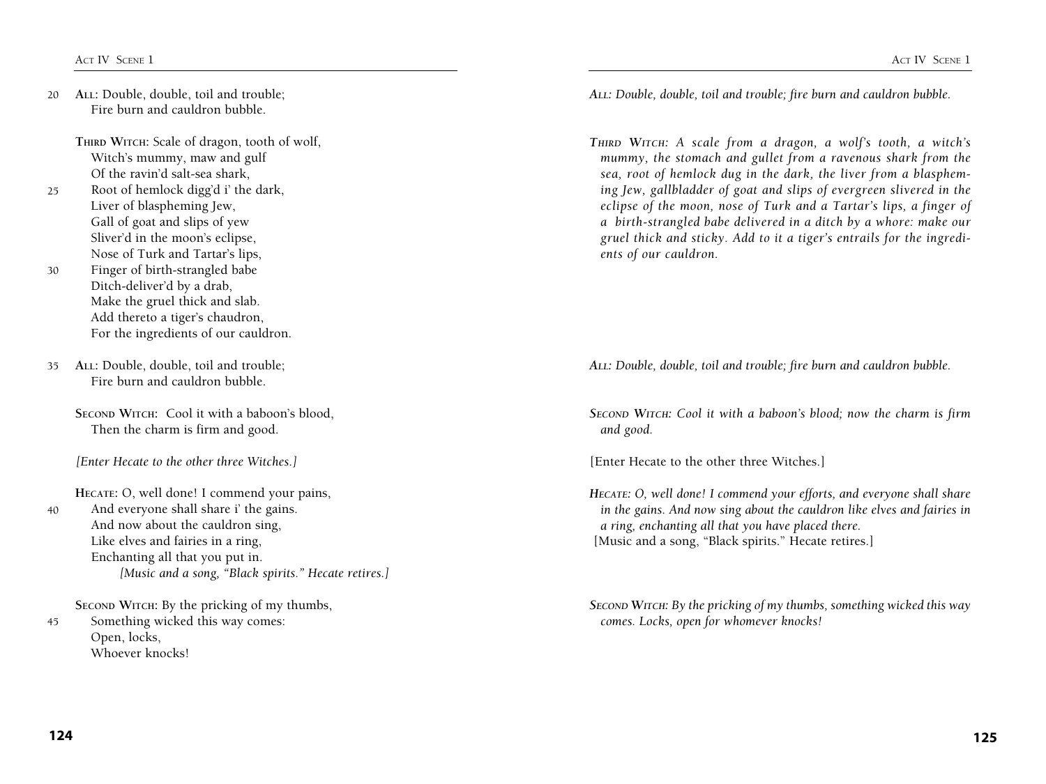20 **ALL:** Double, double, toil and trouble;
Fire burn and cauldron bubble.

**THIRD WITCH:** Scale of dragon, tooth of wolf,
Witch's mummy, maw and gulf
Of the ravin'd salt-sea shark,
25 Root of hemlock digg'd i' the dark,
Liver of blaspheming Jew,
Gall of goat and slips of yew
Sliver'd in the moon's eclipse,
Nose of Turk and Tartar's lips,
30 Finger of birth-strangled babe
Ditch-deliver'd by a drab,
Make the gruel thick and slab.
Add thereto a tiger's chaudron,
For the ingredients of our cauldron.

35 **ALL:** Double, double, toil and trouble;
Fire burn and cauldron bubble.

**SECOND WITCH:** Cool it with a baboon's blood,
Then the charm is firm and good.

*[Enter Hecate to the other three Witches.]*

**HECATE:** O, well done! I commend your pains,
40 And everyone shall share i' the gains.
And now about the cauldron sing,
Like elves and fairies in a ring,
Enchanting all that you put in.
*[Music and a song, "Black spirits." Hecate retires.]*

**SECOND WITCH:** By the pricking of my thumbs,
45 Something wicked this way comes:
Open, locks,
Whoever knocks!

*ALL: Double, double, toil and trouble; fire burn and cauldron bubble.*

*THIRD WITCH: A scale from a dragon, a wolf's tooth, a witch's mummy, the stomach and gullet from a ravenous shark from the sea, root of hemlock dug in the dark, the liver from a blaspheming Jew, gallbladder of goat and slips of evergreen slivered in the eclipse of the moon, nose of Turk and a Tartar's lips, a finger of a birth-strangled babe delivered in a ditch by a whore: make our gruel thick and sticky. Add to it a tiger's entrails for the ingredients of our cauldron.*

*ALL: Double, double, toil and trouble; fire burn and cauldron bubble.*

*SECOND WITCH: Cool it with a baboon's blood; now the charm is firm and good.*

[Enter Hecate to the other three Witches.]

*HECATE: O, well done! I commend your efforts, and everyone shall share in the gains. And now sing about the cauldron like elves and fairies in a ring, enchanting all that you have placed there.*
[Music and a song, "Black spirits." Hecate retires.]

*SECOND WITCH: By the pricking of my thumbs, something wicked this way comes. Locks, open for whomever knocks!*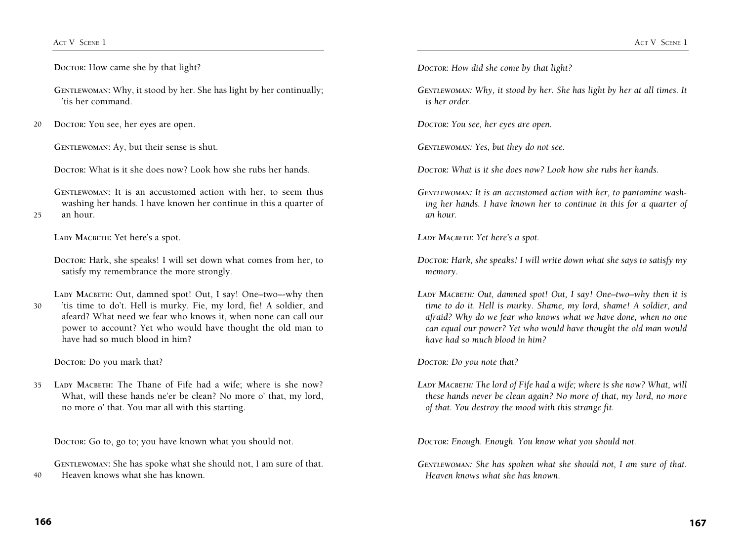**Doctor:** How came she by that light?

**Gentlewoman:** Why, it stood by her. She has light by her continually; 'tis her command.

20 **Doctor:** You see, her eyes are open.

**Gentlewoman:** Ay, but their sense is shut.

**Doctor:** What is it she does now? Look how she rubs her hands.

**Gentlewoman:** It is an accustomed action with her, to seem thus washing her hands. I have known her continue in this a quarter of
25 an hour.

**Lady Macbeth:** Yet here's a spot.

**Doctor:** Hark, she speaks! I will set down what comes from her, to satisfy my remembrance the more strongly.

**Lady Macbeth:** Out, damned spot! Out, I say! One–two–-why then
30 'tis time to do't. Hell is murky. Fie, my lord, fie! A soldier, and afeard? What need we fear who knows it, when none can call our power to account? Yet who would have thought the old man to have had so much blood in him?

**Doctor:** Do you mark that?

35 **Lady Macbeth:** The Thane of Fife had a wife; where is she now? What, will these hands ne'er be clean? No more o' that, my lord, no more o' that. You mar all with this starting.

**Doctor:** Go to, go to; you have known what you should not.

**Gentlewoman:** She has spoke what she should not, I am sure of that.
40 Heaven knows what she has known.

***Doctor:** How did she come by that light?*

***Gentlewoman:** Why, it stood by her. She has light by her at all times. It is her order.*

***Doctor:** You see, her eyes are open.*

***Gentlewoman:** Yes, but they do not see.*

***Doctor:** What is it she does now? Look how she rubs her hands.*

***Gentlewoman:** It is an accustomed action with her, to pantomine washing her hands. I have known her to continue in this for a quarter of an hour.*

***Lady Macbeth:** Yet here's a spot.*

***Doctor:** Hark, she speaks! I will write down what she says to satisfy my memory.*

***Lady Macbeth:** Out, damned spot! Out, I say! One–two–why then it is time to do it. Hell is murky. Shame, my lord, shame! A soldier, and afraid? Why do we fear who knows what we have done, when no one can equal our power? Yet who would have thought the old man would have had so much blood in him?*

***Doctor:** Do you note that?*

***Lady Macbeth:** The lord of Fife had a wife; where is she now? What, will these hands never be clean again? No more of that, my lord, no more of that. You destroy the mood with this strange fit.*

***Doctor:** Enough. Enough. You know what you should not.*

***Gentlewoman:** She has spoken what she should not, I am sure of that. Heaven knows what she has known.*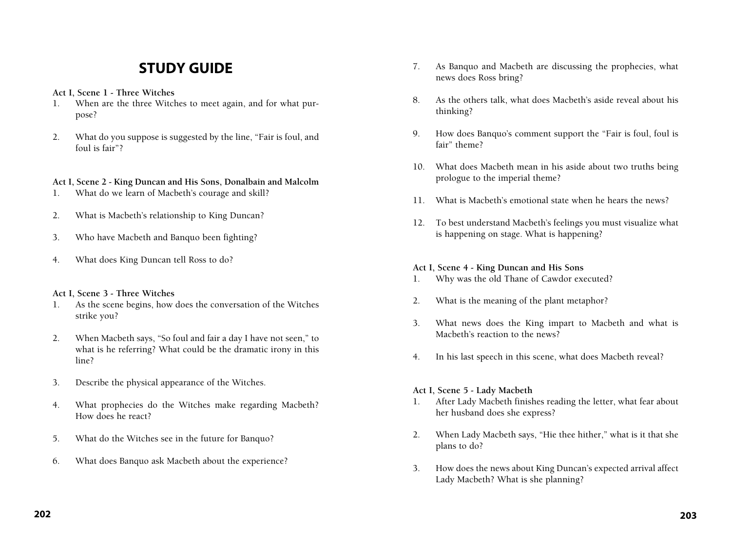# STUDY GUIDE

**Act I, Scene 1 - Three Witches**

1. When are the three Witches to meet again, and for what purpose?
2. What do you suppose is suggested by the line, "Fair is foul, and foul is fair"?

**Act I, Scene 2 - King Duncan and His Sons, Donalbain and Malcolm**

1. What do we learn of Macbeth's courage and skill?
2. What is Macbeth's relationship to King Duncan?
3. Who have Macbeth and Banquo been fighting?
4. What does King Duncan tell Ross to do?

**Act I, Scene 3 - Three Witches**

1. As the scene begins, how does the conversation of the Witches strike you?
2. When Macbeth says, "So foul and fair a day I have not seen," to what is he referring? What could be the dramatic irony in this line?
3. Describe the physical appearance of the Witches.
4. What prophecies do the Witches make regarding Macbeth? How does he react?
5. What do the Witches see in the future for Banquo?
6. What does Banquo ask Macbeth about the experience?
7. As Banquo and Macbeth are discussing the prophecies, what news does Ross bring?
8. As the others talk, what does Macbeth's aside reveal about his thinking?
9. How does Banquo's comment support the "Fair is foul, foul is fair" theme?
10. What does Macbeth mean in his aside about two truths being prologue to the imperial theme?
11. What is Macbeth's emotional state when he hears the news?
12. To best understand Macbeth's feelings you must visualize what is happening on stage. What is happening?

**Act I, Scene 4 - King Duncan and His Sons**

1. Why was the old Thane of Cawdor executed?
2. What is the meaning of the plant metaphor?
3. What news does the King impart to Macbeth and what is Macbeth's reaction to the news?
4. In his last speech in this scene, what does Macbeth reveal?

**Act I, Scene 5 - Lady Macbeth**

1. After Lady Macbeth finishes reading the letter, what fear about her husband does she express?
2. When Lady Macbeth says, "Hie thee hither," what is it that she plans to do?
3. How does the news about King Duncan's expected arrival affect Lady Macbeth? What is she planning?